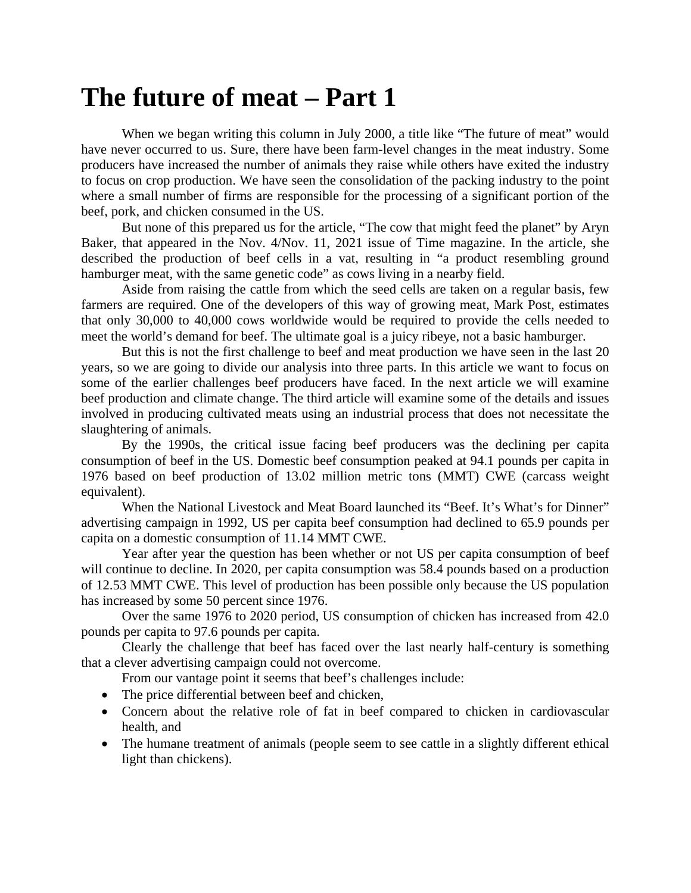# The future of meat – Part 1

When we began writing this column in July 2000, a title like "The future of meat" would have never occurred to us. Sure, there have been farm-level changes in the meat industry. Some producers have increased the number of animals they raise while others have exited the industry to focus on crop production. We have seen the consolidation of the packing industry to the point where a small number of firms are responsible for the processing of a significant portion of the beef, pork, and chicken consumed in the US.

But none of this prepared us for the article, "The cow that might feed the planet" by Aryn Baker, that appeared in the Nov. 4/Nov. 11, 2021 issue of Time magazine. In the article, she described the production of beef cells in a vat, resulting in "a product resembling ground hamburger meat, with the same genetic code" as cows living in a nearby field.

Aside from raising the cattle from which the seed cells are taken on a regular basis, few farmers are required. One of the developers of this way of growing meat, Mark Post, estimates that only 30,000 to 40,000 cows worldwide would be required to provide the cells needed to meet the world's demand for beef. The ultimate goal is a juicy ribeye, not a basic hamburger.

But this is not the first challenge to beef and meat production we have seen in the last 20 years, so we are going to divide our analysis into three parts. In this article we want to focus on some of the earlier challenges beef producers have faced. In the next article we will examine beef production and climate change. The third article will examine some of the details and issues involved in producing cultivated meats using an industrial process that does not necessitate the slaughtering of animals.

By the 1990s, the critical issue facing beef producers was the declining per capita consumption of beef in the US. Domestic beef consumption peaked at 94.1 pounds per capita in 1976 based on beef production of 13.02 million metric tons (MMT) CWE (carcass weight equivalent).

When the National Livestock and Meat Board launched its "Beef. It's What's for Dinner" advertising campaign in 1992, US per capita beef consumption had declined to 65.9 pounds per capita on a domestic consumption of 11.14 MMT CWE.

Year after year the question has been whether or not US per capita consumption of beef will continue to decline. In 2020, per capita consumption was 58.4 pounds based on a production of 12.53 MMT CWE. This level of production has been possible only because the US population has increased by some 50 percent since 1976.

Over the same 1976 to 2020 period, US consumption of chicken has increased from 42.0 pounds per capita to 97.6 pounds per capita.

Clearly the challenge that beef has faced over the last nearly half-century is something that a clever advertising campaign could not overcome.

From our vantage point it seems that beef's challenges include:

- The price differential between beef and chicken,
- Concern about the relative role of fat in beef compared to chicken in cardiovascular health, and
- The humane treatment of animals (people seem to see cattle in a slightly different ethical light than chickens).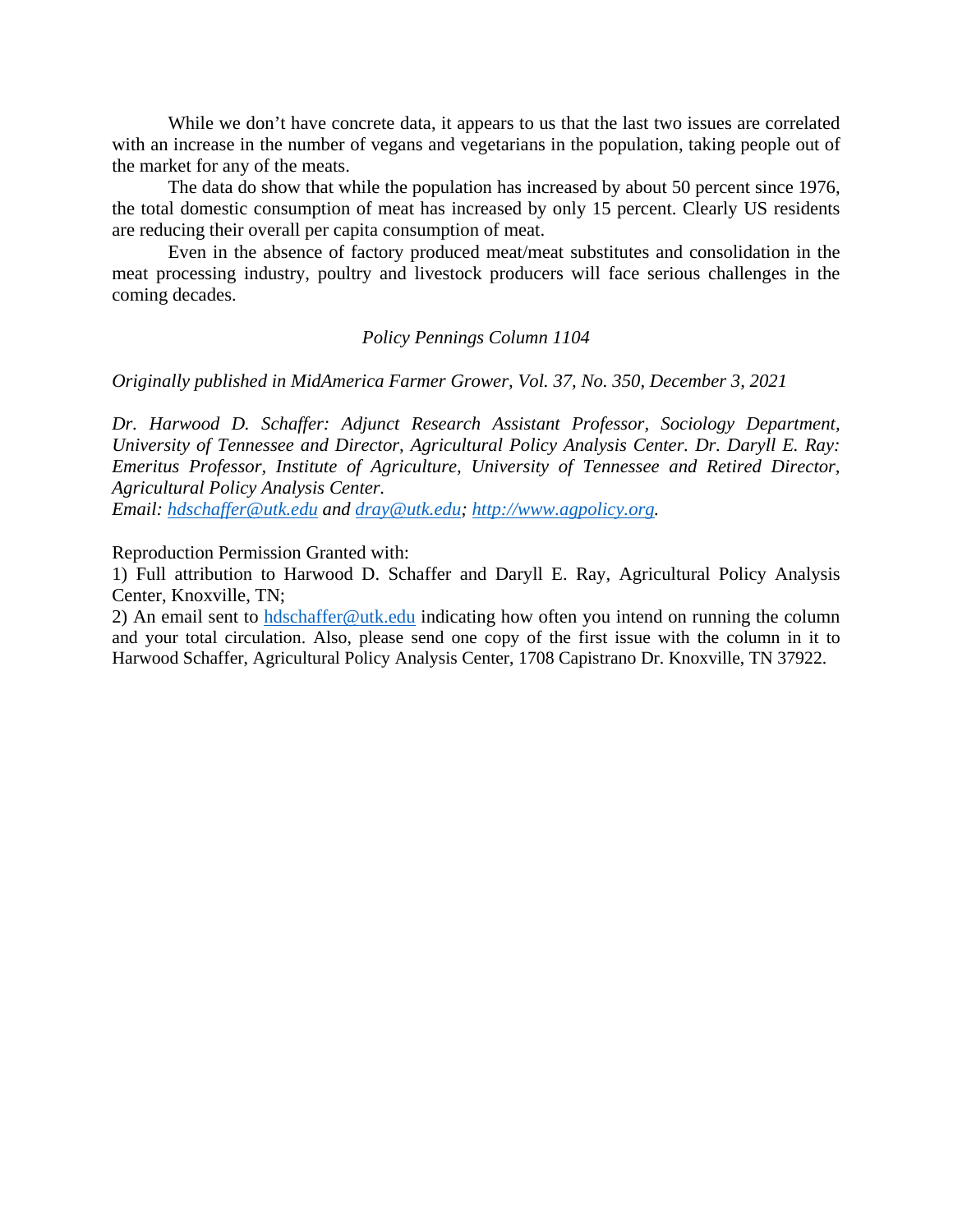While we don't have concrete data, it appears to us that the last two issues are correlated with an increase in the number of vegans and vegetarians in the population, taking people out of the market for any of the meats.

The data do show that while the population has increased by about 50 percent since 1976, the total domestic consumption of meat has increased by only 15 percent. Clearly US residents are reducing their overall per capita consumption of meat.

Even in the absence of factory produced meat/meat substitutes and consolidation in the meat processing industry, poultry and livestock producers will face serious challenges in the coming decades.

*Policy Pennings Column 1104*

*Originally published in MidAmerica Farmer Grower, Vol. 37, No. 350, December 3, 2021*

*Dr. Harwood D. Schaffer: Adjunct Research Assistant Professor, Sociology Department, University of Tennessee and Director, Agricultural Policy Analysis Center. Dr. Daryll E. Ray: Emeritus Professor, Institute of Agriculture, University of Tennessee and Retired Director, Agricultural Policy Analysis Center.*
*Email: [hdschaffer@utk.edu](mailto:hdschaffer@utk.edu) and [dray@utk.edu](mailto:dray@utk.edu); [http://www.agpolicy.org](http://www.agpolicy.org).*

Reproduction Permission Granted with:
1) Full attribution to Harwood D. Schaffer and Daryll E. Ray, Agricultural Policy Analysis Center, Knoxville, TN;
2) An email sent to [hdschaffer@utk.edu](mailto:hdschaffer@utk.edu) indicating how often you intend on running the column and your total circulation. Also, please send one copy of the first issue with the column in it to Harwood Schaffer, Agricultural Policy Analysis Center, 1708 Capistrano Dr. Knoxville, TN 37922.